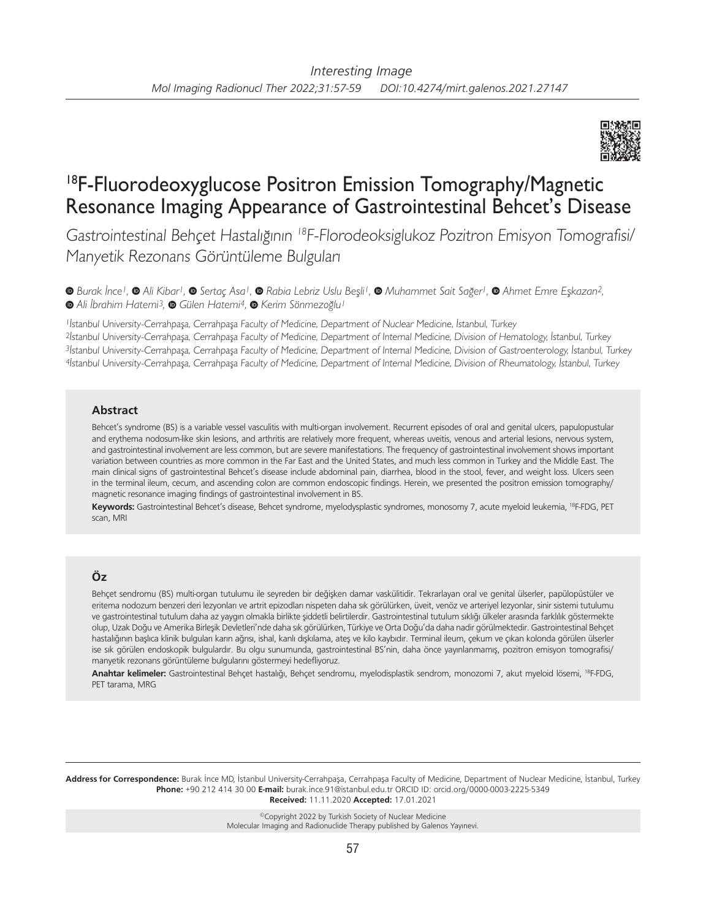*Interesting Image*

# [18]F-Fluorodeoxyglucose Positron Emission Tomography/Magnetic Resonance Imaging Appearance of Gastrointestinal Behcet's Disease

*Gastrointestinal Behçet Hastalığının [18]F-Florodeoksiglukoz Pozitron Emisyon Tomografisi/ Manyetik Rezonans Görüntüleme Bulguları*

*Burak İnce[1], Ali Kibar[1], Sertaç Asa[1], Rabia Lebriz Uslu Beşli[1], Muhammet Sait Sağer[1], Ahmet Emre Eşkazan[2], Ali İbrahim Hatemi[3], Gülen Hatemi[4], Kerim Sönmezoğlu[1]*

[1]İstanbul University-Cerrahpaşa, Cerrahpaşa Faculty of Medicine, Department of Nuclear Medicine, İstanbul, Turkey
[2]İstanbul University-Cerrahpaşa, Cerrahpaşa Faculty of Medicine, Department of Internal Medicine, Division of Hematology, İstanbul, Turkey
[3]İstanbul University-Cerrahpaşa, Cerrahpaşa Faculty of Medicine, Department of Internal Medicine, Division of Gastroenterology, İstanbul, Turkey
[4]İstanbul University-Cerrahpaşa, Cerrahpaşa Faculty of Medicine, Department of Internal Medicine, Division of Rheumatology, İstanbul, Turkey

## Abstract

Behcet's syndrome (BS) is a variable vessel vasculitis with multi-organ involvement. Recurrent episodes of oral and genital ulcers, papulopustular and erythema nodosum-like skin lesions, and arthritis are relatively more frequent, whereas uveitis, venous and arterial lesions, nervous system, and gastrointestinal involvement are less common, but are severe manifestations. The frequency of gastrointestinal involvement shows important variation between countries as more common in the Far East and the United States, and much less common in Turkey and the Middle East. The main clinical signs of gastrointestinal Behcet's disease include abdominal pain, diarrhea, blood in the stool, fever, and weight loss. Ulcers seen in the terminal ileum, cecum, and ascending colon are common endoscopic findings. Herein, we presented the positron emission tomography/ magnetic resonance imaging findings of gastrointestinal involvement in BS.

**Keywords:** Gastrointestinal Behcet's disease, Behcet syndrome, myelodysplastic syndromes, monosomy 7, acute myeloid leukemia, [18]F-FDG, PET scan, MRI

## Öz

Behçet sendromu (BS) multi-organ tutulumu ile seyreden bir değişken damar vaskülitidir. Tekrarlayan oral ve genital ülserler, papülopüstüler ve eritema nodozum benzeri deri lezyonları ve artrit epizodları nispeten daha sık görülürken, üveit, venöz ve arteriyel lezyonlar, sinir sistemi tutulumu ve gastrointestinal tutulum daha az yaygın olmakla birlikte şiddetli belirtilerdir. Gastrointestinal tutulum sıklığı ülkeler arasında farklılık göstermekte olup, Uzak Doğu ve Amerika Birleşik Devletleri'nde daha sık görülürken, Türkiye ve Orta Doğu'da daha nadir görülmektedir. Gastrointestinal Behçet hastalığının başlıca klinik bulguları karın ağrısı, ishal, kanlı dışkılama, ateş ve kilo kaybıdır. Terminal ileum, çekum ve çıkan kolonda görülen ülserler ise sık görülen endoskopik bulgulardır. Bu olgu sunumunda, gastrointestinal BS'nin, daha önce yayınlanmamış, pozitron emisyon tomografisi/ manyetik rezonans görüntüleme bulgularını göstermeyi hedefliyoruz.

**Anahtar kelimeler:** Gastrointestinal Behçet hastalığı, Behçet sendromu, myelodisplastik sendrom, monozomi 7, akut myeloid lösemi, [18]F-FDG, PET tarama, MRG

**Address for Correspondence:** Burak İnce MD, İstanbul University-Cerrahpaşa, Cerrahpaşa Faculty of Medicine, Department of Nuclear Medicine, İstanbul, Turkey
**Phone:** +90 212 414 30 00 **E-mail:** burak.ince.91@istanbul.edu.tr ORCID ID: orcid.org/0000-0003-2225-5349
**Received:** 11.11.2020 **Accepted:** 17.01.2021

©Copyright 2022 by Turkish Society of Nuclear Medicine
Molecular Imaging and Radionuclide Therapy published by Galenos Yayınevi.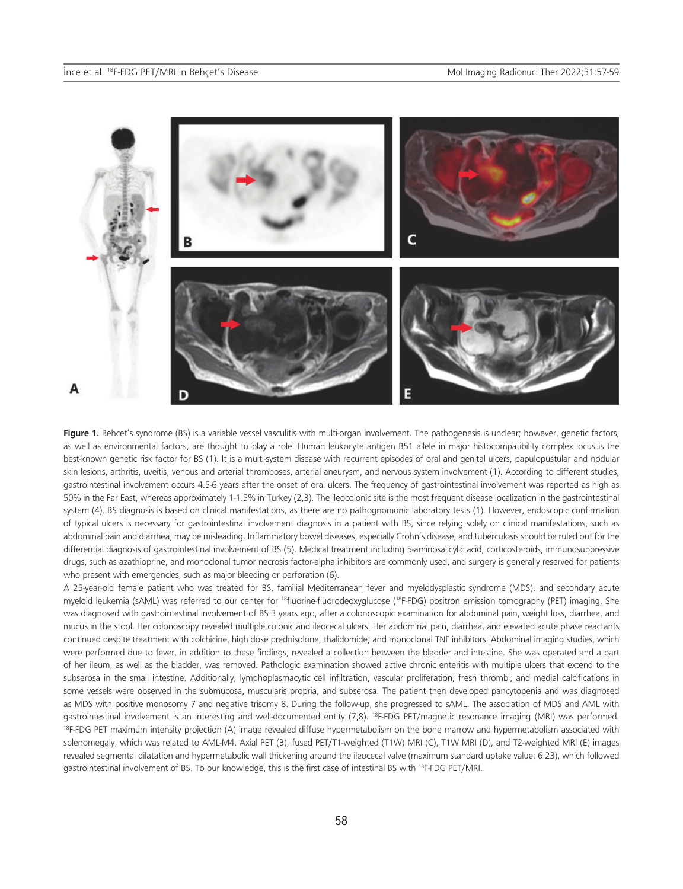**Figure 1.** Behcet's syndrome (BS) is a variable vessel vasculitis with multi-organ involvement. The pathogenesis is unclear; however, genetic factors, as well as environmental factors, are thought to play a role. Human leukocyte antigen B51 allele in major histocompatibility complex locus is the best-known genetic risk factor for BS (1). It is a multi-system disease with recurrent episodes of oral and genital ulcers, papulopustular and nodular skin lesions, arthritis, uveitis, venous and arterial thromboses, arterial aneurysm, and nervous system involvement (1). According to different studies, gastrointestinal involvement occurs 4.5-6 years after the onset of oral ulcers. The frequency of gastrointestinal involvement was reported as high as 50% in the Far East, whereas approximately 1-1.5% in Turkey (2,3). The ileocolonic site is the most frequent disease localization in the gastrointestinal system (4). BS diagnosis is based on clinical manifestations, as there are no pathognomonic laboratory tests (1). However, endoscopic confirmation of typical ulcers is necessary for gastrointestinal involvement diagnosis in a patient with BS, since relying solely on clinical manifestations, such as abdominal pain and diarrhea, may be misleading. Inflammatory bowel diseases, especially Crohn's disease, and tuberculosis should be ruled out for the differential diagnosis of gastrointestinal involvement of BS (5). Medical treatment including 5-aminosalicylic acid, corticosteroids, immunosuppressive drugs, such as azathioprine, and monoclonal tumor necrosis factor-alpha inhibitors are commonly used, and surgery is generally reserved for patients who present with emergencies, such as major bleeding or perforation (6).

A 25-year-old female patient who was treated for BS, familial Mediterranean fever and myelodysplastic syndrome (MDS), and secondary acute myeloid leukemia (sAML) was referred to our center for [18]fluorine-fluorodeoxyglucose ([18]F-FDG) positron emission tomography (PET) imaging. She was diagnosed with gastrointestinal involvement of BS 3 years ago, after a colonoscopic examination for abdominal pain, weight loss, diarrhea, and mucus in the stool. Her colonoscopy revealed multiple colonic and ileocecal ulcers. Her abdominal pain, diarrhea, and elevated acute phase reactants continued despite treatment with colchicine, high dose prednisolone, thalidomide, and monoclonal TNF inhibitors. Abdominal imaging studies, which were performed due to fever, in addition to these findings, revealed a collection between the bladder and intestine. She was operated and a part of her ileum, as well as the bladder, was removed. Pathologic examination showed active chronic enteritis with multiple ulcers that extend to the subserosa in the small intestine. Additionally, lymphoplasmacytic cell infiltration, vascular proliferation, fresh thrombi, and medial calcifications in some vessels were observed in the submucosa, muscularis propria, and subserosa. The patient then developed pancytopenia and was diagnosed as MDS with positive monosomy 7 and negative trisomy 8. During the follow-up, she progressed to sAML. The association of MDS and AML with gastrointestinal involvement is an interesting and well-documented entity (7,8). [18]F-FDG PET/magnetic resonance imaging (MRI) was performed. [18]F-FDG PET maximum intensity projection (A) image revealed diffuse hypermetabolism on the bone marrow and hypermetabolism associated with splenomegaly, which was related to AML-M4. Axial PET (B), fused PET/T1-weighted (T1W) MRI (C), T1W MRI (D), and T2-weighted MRI (E) images revealed segmental dilatation and hypermetabolic wall thickening around the ileocecal valve (maximum standard uptake value: 6.23), which followed gastrointestinal involvement of BS. To our knowledge, this is the first case of intestinal BS with [18]F-FDG PET/MRI.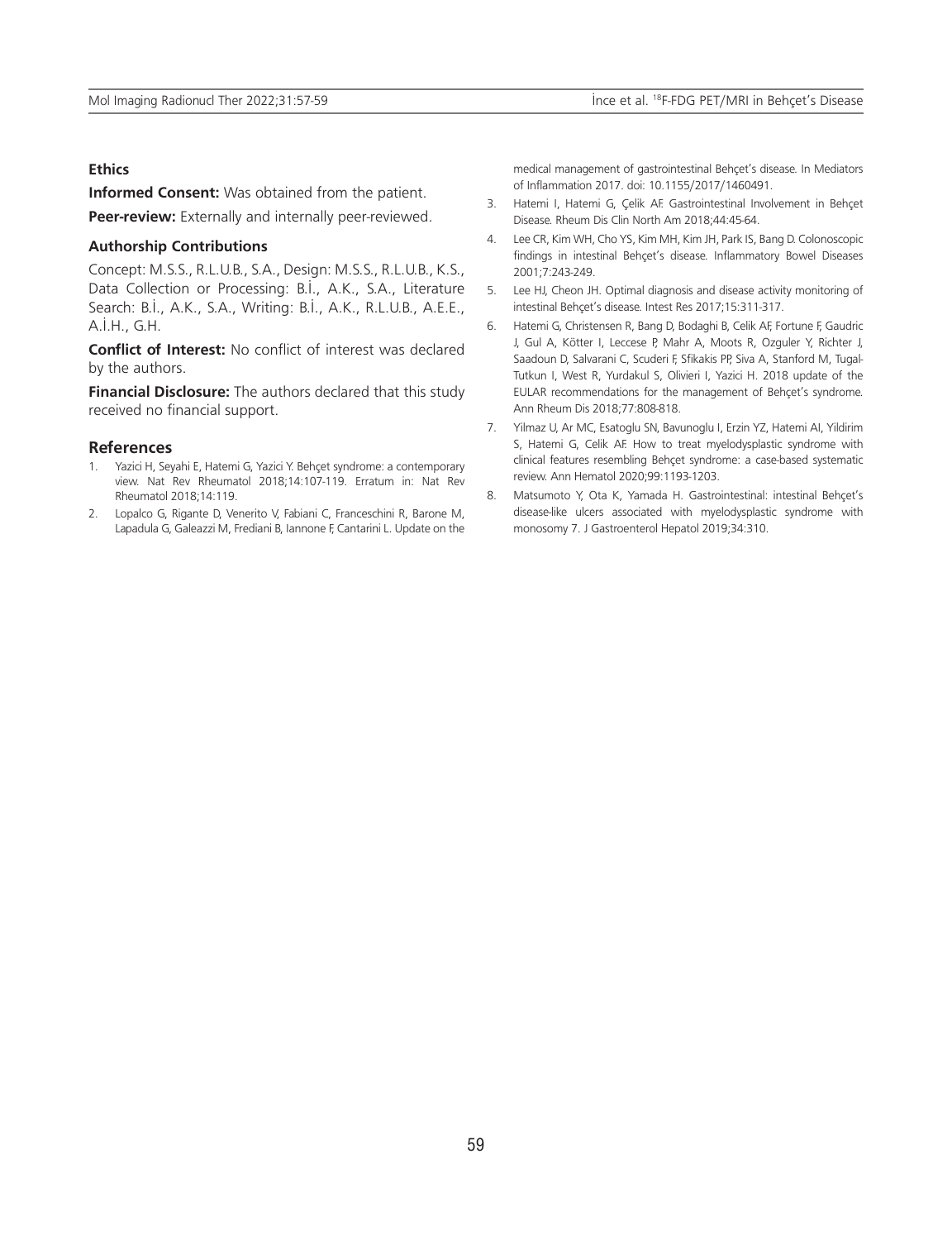### Ethics

**Informed Consent:** Was obtained from the patient.

**Peer-review:** Externally and internally peer-reviewed.

### Authorship Contributions

Concept: M.S.S., R.L.U.B., S.A., Design: M.S.S., R.L.U.B., K.S., Data Collection or Processing: B.İ., A.K., S.A., Literature Search: B.İ., A.K., S.A., Writing: B.İ., A.K., R.L.U.B., A.E.E., A.İ.H., G.H.

**Conflict of Interest:** No conflict of interest was declared by the authors.

**Financial Disclosure:** The authors declared that this study received no financial support.

## References

1. Yazici H, Seyahi E, Hatemi G, Yazici Y. Behçet syndrome: a contemporary view. Nat Rev Rheumatol 2018;14:107-119. Erratum in: Nat Rev Rheumatol 2018;14:119.
2. Lopalco G, Rigante D, Venerito V, Fabiani C, Franceschini R, Barone M, Lapadula G, Galeazzi M, Frediani B, Iannone F, Cantarini L. Update on the medical management of gastrointestinal Behçet's disease. In Mediators of Inflammation 2017. doi: 10.1155/2017/1460491.
3. Hatemi I, Hatemi G, Çelik AF. Gastrointestinal Involvement in Behçet Disease. Rheum Dis Clin North Am 2018;44:45-64.
4. Lee CR, Kim WH, Cho YS, Kim MH, Kim JH, Park IS, Bang D. Colonoscopic findings in intestinal Behçet's disease. Inflammatory Bowel Diseases 2001;7:243-249.
5. Lee HJ, Cheon JH. Optimal diagnosis and disease activity monitoring of intestinal Behçet's disease. Intest Res 2017;15:311-317.
6. Hatemi G, Christensen R, Bang D, Bodaghi B, Celik AF, Fortune F, Gaudric J, Gul A, Kötter I, Leccese P, Mahr A, Moots R, Ozguler Y, Richter J, Saadoun D, Salvarani C, Scuderi F, Sfikakis PP, Siva A, Stanford M, Tugal-Tutkun I, West R, Yurdakul S, Olivieri I, Yazici H. 2018 update of the EULAR recommendations for the management of Behçet's syndrome. Ann Rheum Dis 2018;77:808-818.
7. Yilmaz U, Ar MC, Esatoglu SN, Bavunoglu I, Erzin YZ, Hatemi AI, Yildirim S, Hatemi G, Celik AF. How to treat myelodysplastic syndrome with clinical features resembling Behçet syndrome: a case-based systematic review. Ann Hematol 2020;99:1193-1203.
8. Matsumoto Y, Ota K, Yamada H. Gastrointestinal: intestinal Behçet's disease-like ulcers associated with myelodysplastic syndrome with monosomy 7. J Gastroenterol Hepatol 2019;34:310.